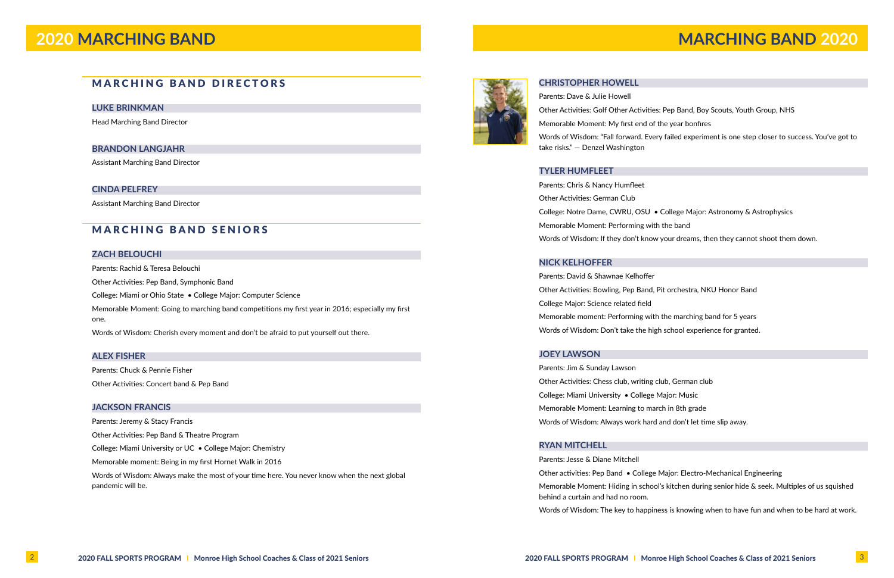# 2020 MARCHING BAND

## MARCHING BAND DIRECTORS

### LUKE BRINKMAN

Head Marching Band Director

### BRANDON LANGJAHR

Assistant Marching Band Director

### CINDA PELFREY

Assistant Marching Band Director

## MARCHING BAND SENIORS

### ZACH BELOUCHI

Parents: Rachid & Teresa Belouchi

Other Activities: Pep Band, Symphonic Band

College: Miami or Ohio State • College Major: Computer Science

Memorable Moment: Going to marching band competitions my first year in 2016; especially my first one.

Words of Wisdom: Cherish every moment and don't be afraid to put yourself out there.

### ALEX FISHER

Parents: Chuck & Pennie Fisher

Other Activities: Concert band & Pep Band

### JACKSON FRANCIS

Parents: Jeremy & Stacy Francis

Other Activities: Pep Band & Theatre Program

College: Miami University or UC • College Major: Chemistry

Memorable moment: Being in my first Hornet Walk in 2016

Words of Wisdom: Always make the most of your time here. You never know when the next global pandemic will be.

# MARCHING BAND 2020

### CHRISTOPHER HOWELL

Parents: Dave & Julie Howell

Other Activities: Golf Other Activities: Pep Band, Boy Scouts, Youth Group, NHS

Memorable Moment: My first end of the year bonfires

Words of Wisdom: "Fall forward. Every failed experiment is one step closer to success. You've got to take risks." — Denzel Washington

### TYLER HUMFLEET

Parents: Chris & Nancy Humfleet

Other Activities: German Club

College: Notre Dame, CWRU, OSU • College Major: Astronomy & Astrophysics

Memorable Moment: Performing with the band

Words of Wisdom: If they don't know your dreams, then they cannot shoot them down.

### NICK KELHOFFER

Parents: David & Shawnae Kelhoffer

Other Activities: Bowling, Pep Band, Pit orchestra, NKU Honor Band

College Major: Science related field

Memorable moment: Performing with the marching band for 5 years

Words of Wisdom: Don't take the high school experience for granted.

### JOEY LAWSON

Parents: Jim & Sunday Lawson

Other Activities: Chess club, writing club, German club

College: Miami University • College Major: Music

Memorable Moment: Learning to march in 8th grade

Words of Wisdom: Always work hard and don't let time slip away.

### RYAN MITCHELL

Parents: Jesse & Diane Mitchell

Other activities: Pep Band • College Major: Electro-Mechanical Engineering

Memorable Moment: Hiding in school's kitchen during senior hide & seek. Multiples of us squished behind a curtain and had no room.

Words of Wisdom: The key to happiness is knowing when to have fun and when to be hard at work.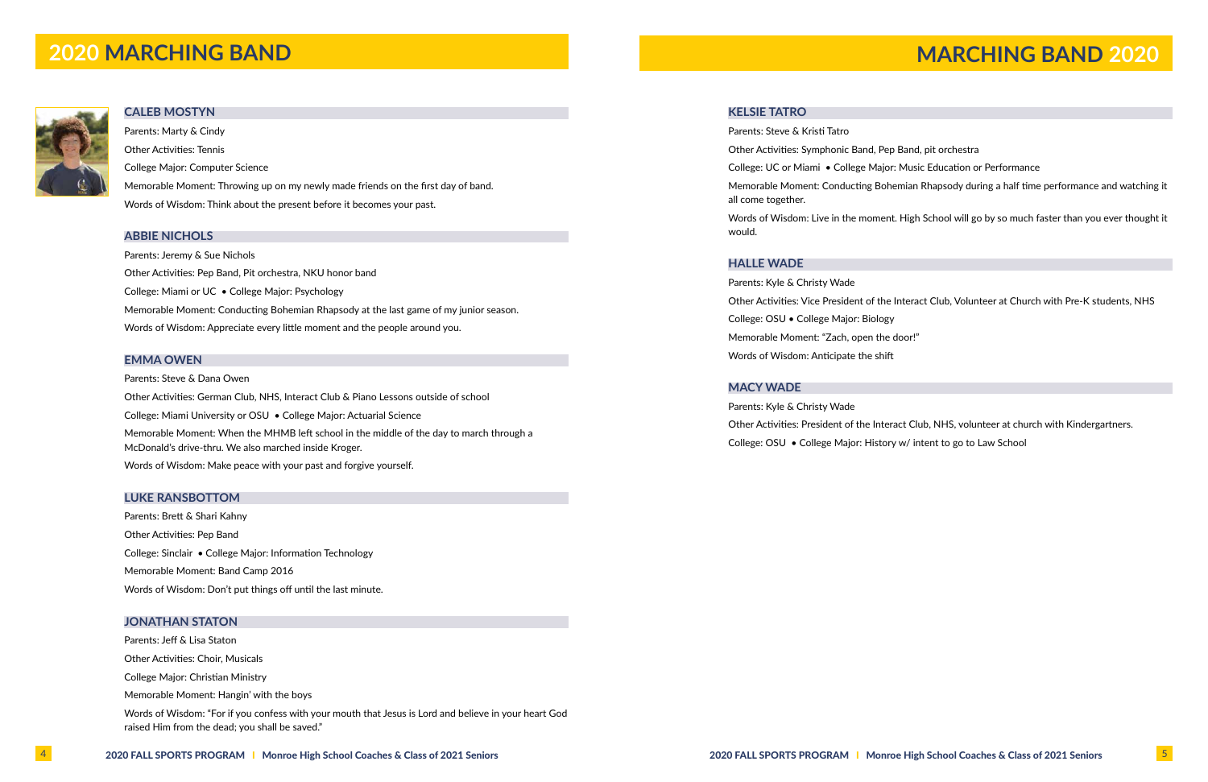# 2020 MARCHING BAND

## CALEB MOSTYN

Parents: Marty & Cindy

Other Activities: Tennis

College Major: Computer Science

Memorable Moment: Throwing up on my newly made friends on the first day of band.

Words of Wisdom: Think about the present before it becomes your past.

## ABBIE NICHOLS

Parents: Jeremy & Sue Nichols

Other Activities: Pep Band, Pit orchestra, NKU honor band

College: Miami or UC • College Major: Psychology

Memorable Moment: Conducting Bohemian Rhapsody at the last game of my junior season.

Words of Wisdom: Appreciate every little moment and the people around you.

## EMMA OWEN

Parents: Steve & Dana Owen

Other Activities: German Club, NHS, Interact Club & Piano Lessons outside of school

College: Miami University or OSU • College Major: Actuarial Science

Memorable Moment: When the MHMB left school in the middle of the day to march through a McDonald's drive-thru. We also marched inside Kroger.

Words of Wisdom: Make peace with your past and forgive yourself.

## LUKE RANSBOTTOM

Parents: Brett & Shari Kahny

Other Activities: Pep Band

College: Sinclair • College Major: Information Technology

Memorable Moment: Band Camp 2016

Words of Wisdom: Don't put things off until the last minute.

## JONATHAN STATON

Parents: Jeff & Lisa Staton

Other Activities: Choir, Musicals

College Major: Christian Ministry

Memorable Moment: Hangin' with the boys

Words of Wisdom: "For if you confess with your mouth that Jesus is Lord and believe in your heart God raised Him from the dead; you shall be saved."

# MARCHING BAND 2020

## KELSIE TATRO

Parents: Steve & Kristi Tatro

Other Activities: Symphonic Band, Pep Band, pit orchestra

College: UC or Miami • College Major: Music Education or Performance

Memorable Moment: Conducting Bohemian Rhapsody during a half time performance and watching it all come together.

Words of Wisdom: Live in the moment. High School will go by so much faster than you ever thought it would.

## HALLE WADE

Parents: Kyle & Christy Wade

Other Activities: Vice President of the Interact Club, Volunteer at Church with Pre-K students, NHS

College: OSU • College Major: Biology

Memorable Moment: "Zach, open the door!"

Words of Wisdom: Anticipate the shift

## MACY WADE

Parents: Kyle & Christy Wade

Other Activities: President of the Interact Club, NHS, volunteer at church with Kindergartners.

College: OSU • College Major: History w/ intent to go to Law School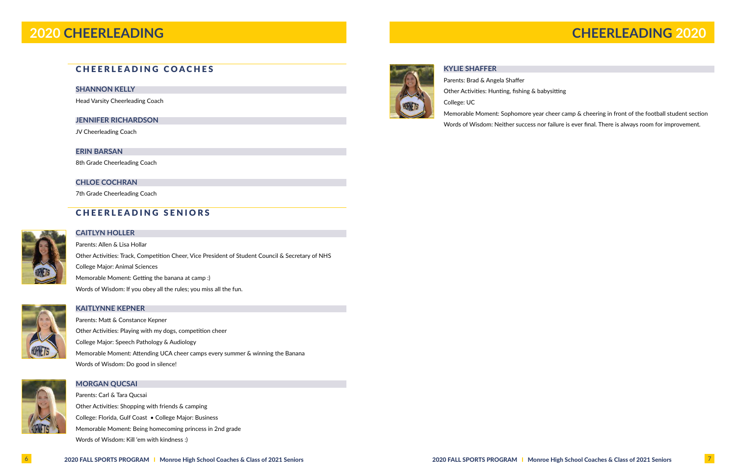# 2020 CHEERLEADING

## CHEERLEADING COACHES

### SHANNON KELLY

Head Varsity Cheerleading Coach

### JENNIFER RICHARDSON

JV Cheerleading Coach

### ERIN BARSAN

8th Grade Cheerleading Coach

### CHLOE COCHRAN

7th Grade Cheerleading Coach

## CHEERLEADING SENIORS

### CAITLYN HOLLER

Parents: Allen & Lisa Hollar

Other Activities: Track, Competition Cheer, Vice President of Student Council & Secretary of NHS

College Major: Animal Sciences

Memorable Moment: Getting the banana at camp :)

Words of Wisdom: If you obey all the rules; you miss all the fun.

### KAITLYNNE KEPNER

Parents: Matt & Constance Kepner

Other Activities: Playing with my dogs, competition cheer

College Major: Speech Pathology & Audiology

Memorable Moment: Attending UCA cheer camps every summer & winning the Banana

Words of Wisdom: Do good in silence!

### MORGAN QUCSAI

Parents: Carl & Tara Qucsai

Other Activities: Shopping with friends & camping

College: Florida, Gulf Coast • College Major: Business

Memorable Moment: Being homecoming princess in 2nd grade

Words of Wisdom: Kill 'em with kindness :)

# CHEERLEADING 2020

### KYLIE SHAFFER

Parents: Brad & Angela Shaffer

Other Activities: Hunting, fishing & babysitting

College: UC

Memorable Moment: Sophomore year cheer camp & cheering in front of the football student section

Words of Wisdom: Neither success nor failure is ever final. There is always room for improvement.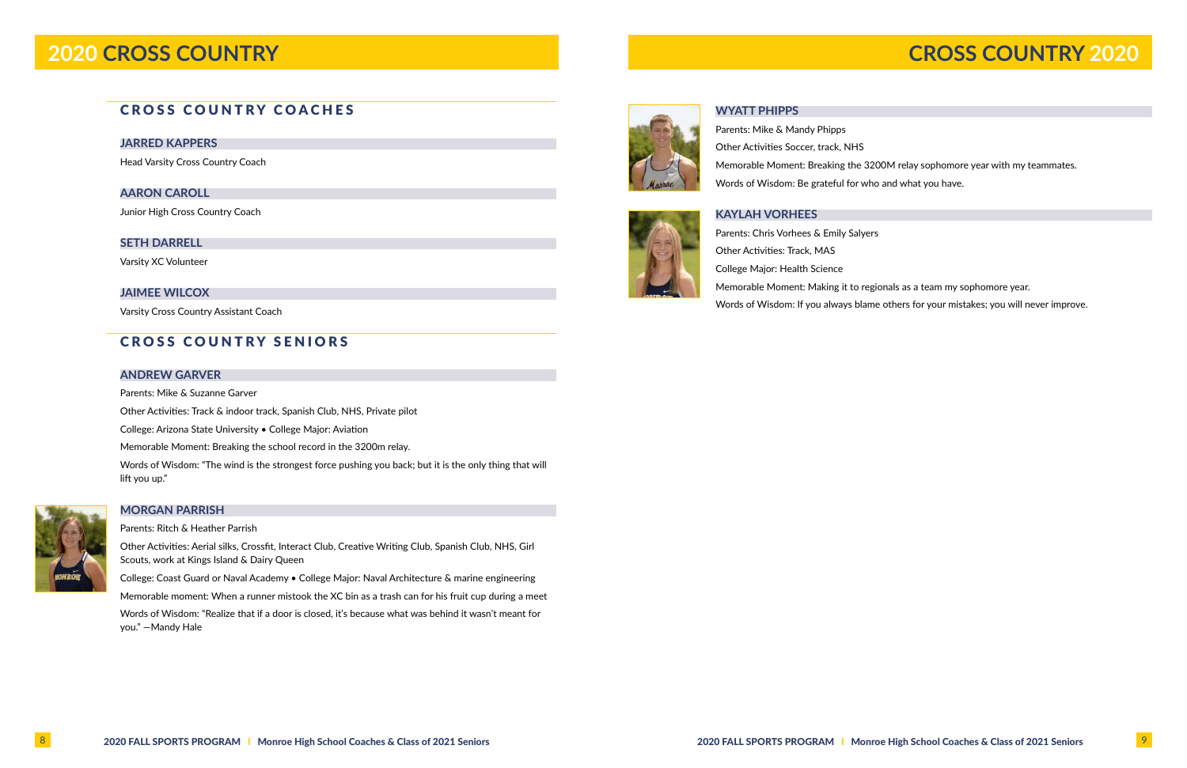# 2020 CROSS COUNTRY

## CROSS COUNTRY COACHES

### JARRED KAPPERS

Head Varsity Cross Country Coach

### AARON CAROLL

Junior High Cross Country Coach

### SETH DARRELL

Varsity XC Volunteer

### JAIMEE WILCOX

Varsity Cross Country Assistant Coach

## CROSS COUNTRY SENIORS

### ANDREW GARVER

Parents: Mike & Suzanne Garver

Other Activities: Track & indoor track, Spanish Club, NHS, Private pilot

College: Arizona State University • College Major: Aviation

Memorable Moment: Breaking the school record in the 3200m relay.

Words of Wisdom: "The wind is the strongest force pushing you back; but it is the only thing that will lift you up."

### MORGAN PARRISH

Parents: Ritch & Heather Parrish

Other Activities: Aerial silks, Crossfit, Interact Club, Creative Writing Club, Spanish Club, NHS, Girl Scouts, work at Kings Island & Dairy Queen

College: Coast Guard or Naval Academy • College Major: Naval Architecture & marine engineering

Memorable moment: When a runner mistook the XC bin as a trash can for his fruit cup during a meet

Words of Wisdom: "Realize that if a door is closed, it's because what was behind it wasn't meant for you." —Mandy Hale

# CROSS COUNTRY 2020

### WYATT PHIPPS

Parents: Mike & Mandy Phipps

Other Activities Soccer, track, NHS

Memorable Moment: Breaking the 3200M relay sophomore year with my teammates.

Words of Wisdom: Be grateful for who and what you have.

### KAYLAH VORHEES

Parents: Chris Vorhees & Emily Salyers

Other Activities: Track, MAS

College Major: Health Science

Memorable Moment: Making it to regionals as a team my sophomore year.

Words of Wisdom: If you always blame others for your mistakes; you will never improve.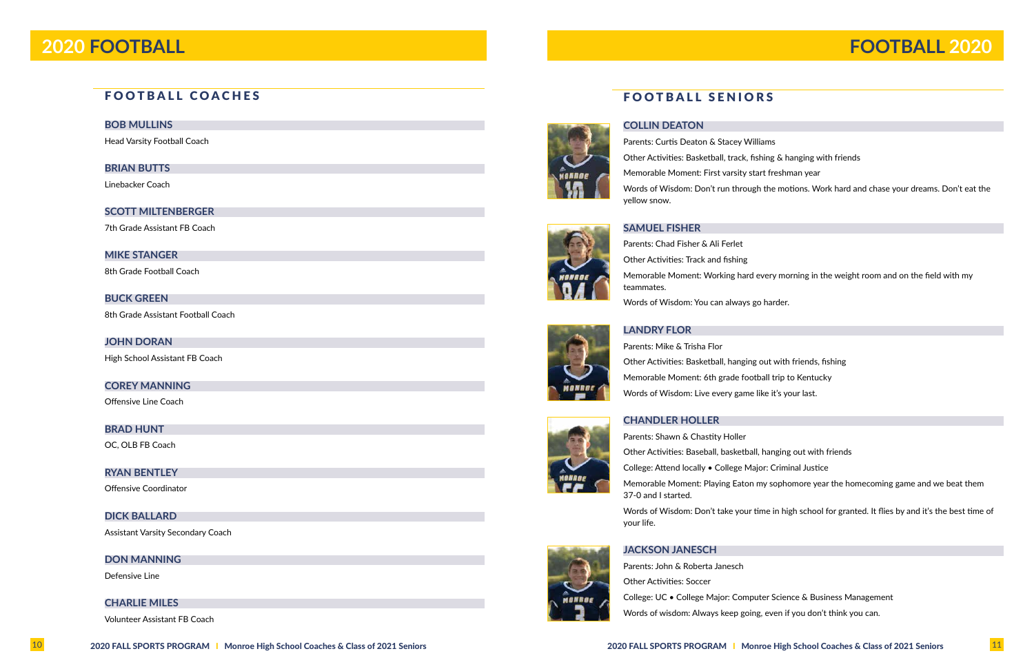# 2020 FOOTBALL

## FOOTBALL COACHES

### BOB MULLINS
Head Varsity Football Coach

### BRIAN BUTTS
Linebacker Coach

### SCOTT MILTENBERGER
7th Grade Assistant FB Coach

### MIKE STANGER
8th Grade Football Coach

### BUCK GREEN
8th Grade Assistant Football Coach

### JOHN DORAN
High School Assistant FB Coach

### COREY MANNING
Offensive Line Coach

### BRAD HUNT
OC, OLB FB Coach

### RYAN BENTLEY
Offensive Coordinator

### DICK BALLARD
Assistant Varsity Secondary Coach

### DON MANNING
Defensive Line

### CHARLIE MILES
Volunteer Assistant FB Coach

# FOOTBALL 2020

## FOOTBALL SENIORS

### COLLIN DEATON
Parents: Curtis Deaton & Stacey Williams

Other Activities: Basketball, track, fishing & hanging with friends

Memorable Moment: First varsity start freshman year

Words of Wisdom: Don't run through the motions. Work hard and chase your dreams. Don't eat the yellow snow.

### SAMUEL FISHER
Parents: Chad Fisher & Ali Ferlet

Other Activities: Track and fishing

Memorable Moment: Working hard every morning in the weight room and on the field with my teammates.

Words of Wisdom: You can always go harder.

### LANDRY FLOR
Parents: Mike & Trisha Flor

Other Activities: Basketball, hanging out with friends, fishing

Memorable Moment: 6th grade football trip to Kentucky

Words of Wisdom: Live every game like it's your last.

### CHANDLER HOLLER
Parents: Shawn & Chastity Holler

Other Activities: Baseball, basketball, hanging out with friends

College: Attend locally • College Major: Criminal Justice

Memorable Moment: Playing Eaton my sophomore year the homecoming game and we beat them 37-0 and I started.

Words of Wisdom: Don't take your time in high school for granted. It flies by and it's the best time of your life.

### JACKSON JANESCH
Parents: John & Roberta Janesch

Other Activities: Soccer

College: UC • College Major: Computer Science & Business Management

Words of wisdom: Always keep going, even if you don't think you can.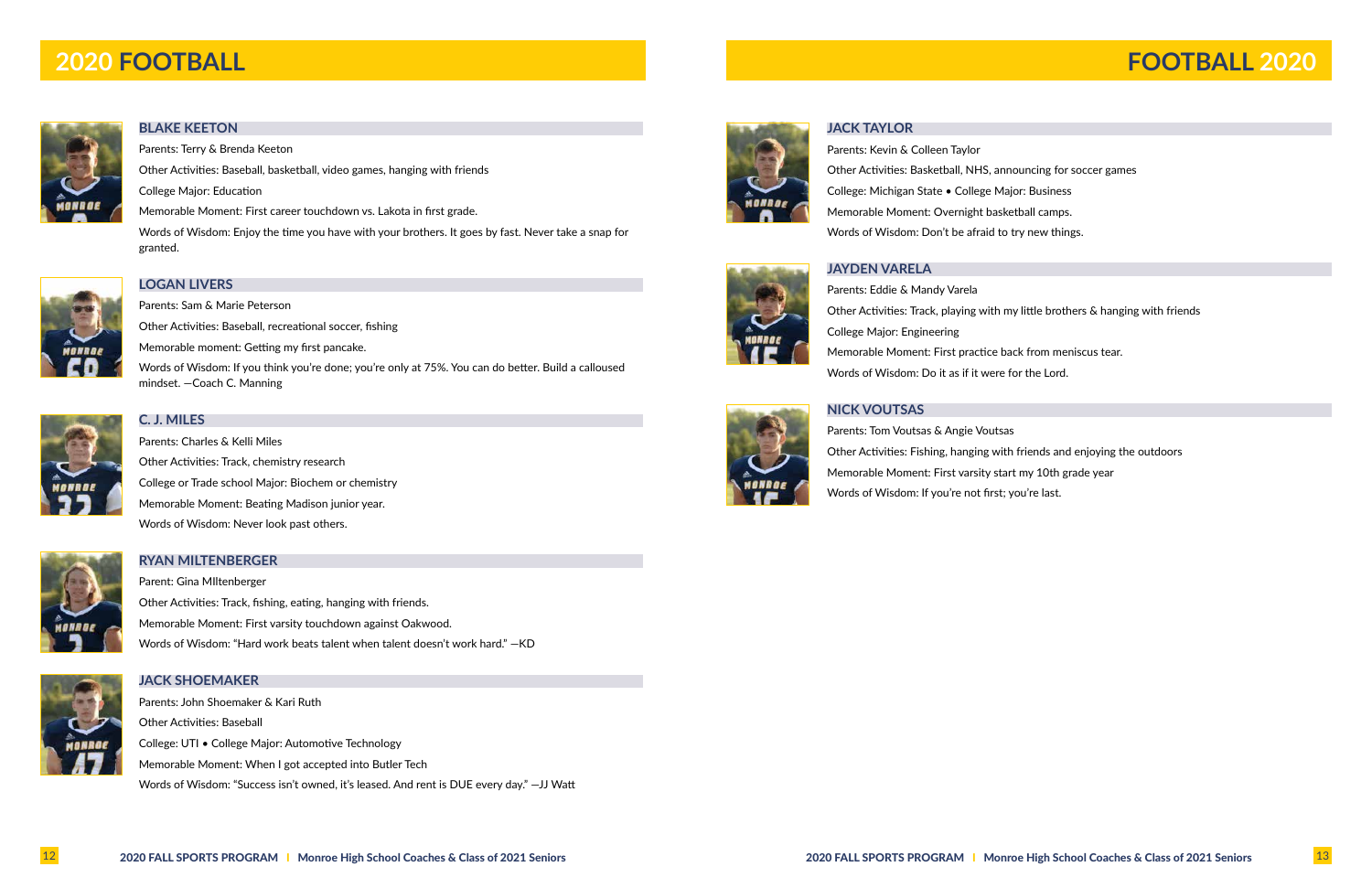# 2020 FOOTBALL

### BLAKE KEETON

Parents: Terry & Brenda Keeton

Other Activities: Baseball, basketball, video games, hanging with friends

College Major: Education

Memorable Moment: First career touchdown vs. Lakota in first grade.

Words of Wisdom: Enjoy the time you have with your brothers. It goes by fast. Never take a snap for granted.

### LOGAN LIVERS

Parents: Sam & Marie Peterson

Other Activities: Baseball, recreational soccer, fishing

Memorable moment: Getting my first pancake.

Words of Wisdom: If you think you're done; you're only at 75%. You can do better. Build a calloused mindset. —Coach C. Manning

### C. J. MILES

Parents: Charles & Kelli Miles

Other Activities: Track, chemistry research

College or Trade school Major: Biochem or chemistry

Memorable Moment: Beating Madison junior year.

Words of Wisdom: Never look past others.

### RYAN MILTENBERGER

Parent: Gina MIltenberger

Other Activities: Track, fishing, eating, hanging with friends.

Memorable Moment: First varsity touchdown against Oakwood.

Words of Wisdom: "Hard work beats talent when talent doesn't work hard." —KD

### JACK SHOEMAKER

Parents: John Shoemaker & Kari Ruth

Other Activities: Baseball

College: UTI • College Major: Automotive Technology

Memorable Moment: When I got accepted into Butler Tech

Words of Wisdom: "Success isn't owned, it's leased. And rent is DUE every day." —JJ Watt

# FOOTBALL 2020

### JACK TAYLOR

Parents: Kevin & Colleen Taylor

Other Activities: Basketball, NHS, announcing for soccer games

College: Michigan State • College Major: Business

Memorable Moment: Overnight basketball camps.

Words of Wisdom: Don't be afraid to try new things.

### JAYDEN VARELA

Parents: Eddie & Mandy Varela

Other Activities: Track, playing with my little brothers & hanging with friends

College Major: Engineering

Memorable Moment: First practice back from meniscus tear.

Words of Wisdom: Do it as if it were for the Lord.

### NICK VOUTSAS

Parents: Tom Voutsas & Angie Voutsas

Other Activities: Fishing, hanging with friends and enjoying the outdoors

Memorable Moment: First varsity start my 10th grade year

Words of Wisdom: If you're not first; you're last.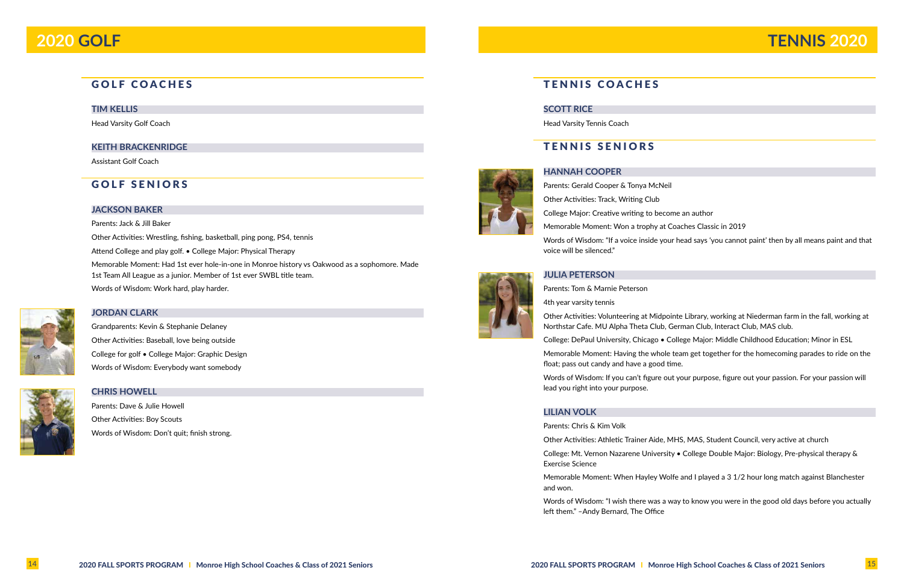# 2020 GOLF

## GOLF COACHES

### TIM KELLIS

Head Varsity Golf Coach

### KEITH BRACKENRIDGE

Assistant Golf Coach

## GOLF SENIORS

### JACKSON BAKER

Parents: Jack & Jill Baker

Other Activities: Wrestling, fishing, basketball, ping pong, PS4, tennis

Attend College and play golf. • College Major: Physical Therapy

Memorable Moment: Had 1st ever hole-in-one in Monroe history vs Oakwood as a sophomore. Made 1st Team All League as a junior. Member of 1st ever SWBL title team.

Words of Wisdom: Work hard, play harder.

### JORDAN CLARK

Grandparents: Kevin & Stephanie Delaney

Other Activities: Baseball, love being outside

College for golf • College Major: Graphic Design

Words of Wisdom: Everybody want somebody

### CHRIS HOWELL

Parents: Dave & Julie Howell

Other Activities: Boy Scouts

Words of Wisdom: Don't quit; finish strong.

# TENNIS 2020

## TENNIS COACHES

### SCOTT RICE

Head Varsity Tennis Coach

## TENNIS SENIORS

### HANNAH COOPER

Parents: Gerald Cooper & Tonya McNeil

Other Activities: Track, Writing Club

College Major: Creative writing to become an author

Memorable Moment: Won a trophy at Coaches Classic in 2019

Words of Wisdom: "If a voice inside your head says 'you cannot paint' then by all means paint and that voice will be silenced."

### JULIA PETERSON

Parents: Tom & Marnie Peterson

4th year varsity tennis

Other Activities: Volunteering at Midpointe Library, working at Niederman farm in the fall, working at Northstar Cafe. MU Alpha Theta Club, German Club, Interact Club, MAS club.

College: DePaul University, Chicago • College Major: Middle Childhood Education; Minor in ESL

Memorable Moment: Having the whole team get together for the homecoming parades to ride on the float; pass out candy and have a good time.

Words of Wisdom: If you can't figure out your purpose, figure out your passion. For your passion will lead you right into your purpose.

### LILIAN VOLK

Parents: Chris & Kim Volk

Other Activities: Athletic Trainer Aide, MHS, MAS, Student Council, very active at church

College: Mt. Vernon Nazarene University • College Double Major: Biology, Pre-physical therapy & Exercise Science

Memorable Moment: When Hayley Wolfe and I played a 3 1/2 hour long match against Blanchester and won.

Words of Wisdom: "I wish there was a way to know you were in the good old days before you actually left them." –Andy Bernard, The Office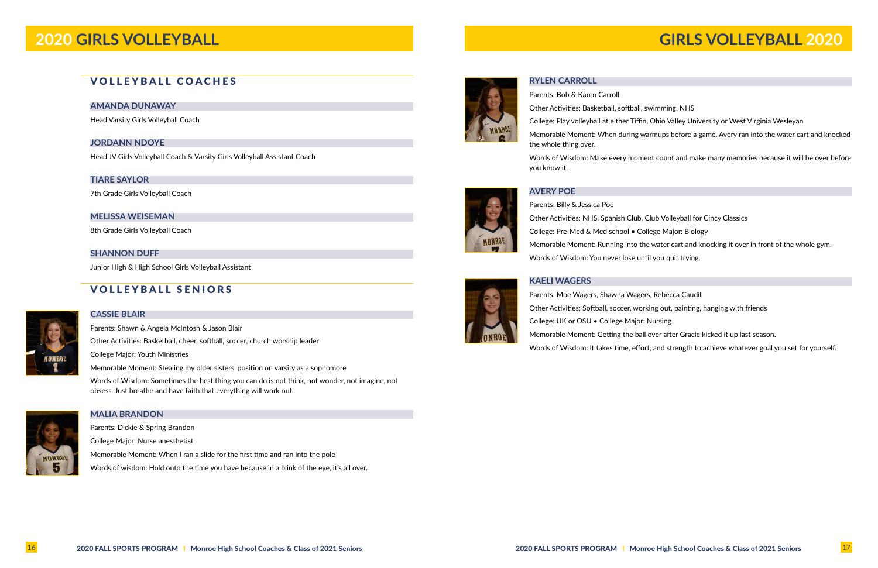# 2020 GIRLS VOLLEYBALL

## VOLLEYBALL COACHES

### AMANDA DUNAWAY

Head Varsity Girls Volleyball Coach

### JORDANN NDOYE

Head JV Girls Volleyball Coach & Varsity Girls Volleyball Assistant Coach

### TIARE SAYLOR

7th Grade Girls Volleyball Coach

### MELISSA WEISEMAN

8th Grade Girls Volleyball Coach

### SHANNON DUFF

Junior High & High School Girls Volleyball Assistant

## VOLLEYBALL SENIORS

### CASSIE BLAIR

Parents: Shawn & Angela McIntosh & Jason Blair

Other Activities: Basketball, cheer, softball, soccer, church worship leader

College Major: Youth Ministries

Memorable Moment: Stealing my older sisters' position on varsity as a sophomore

Words of Wisdom: Sometimes the best thing you can do is not think, not wonder, not imagine, not obsess. Just breathe and have faith that everything will work out.

### MALIA BRANDON

Parents: Dickie & Spring Brandon

College Major: Nurse anesthetist

Memorable Moment: When I ran a slide for the first time and ran into the pole

Words of wisdom: Hold onto the time you have because in a blink of the eye, it's all over.

# GIRLS VOLLEYBALL 2020

### RYLEN CARROLL

Parents: Bob & Karen Carroll

Other Activities: Basketball, softball, swimming, NHS

College: Play volleyball at either Tiffin, Ohio Valley University or West Virginia Wesleyan

Memorable Moment: When during warmups before a game, Avery ran into the water cart and knocked the whole thing over.

Words of Wisdom: Make every moment count and make many memories because it will be over before you know it.

### AVERY POE

Parents: Billy & Jessica Poe

Other Activities: NHS, Spanish Club, Club Volleyball for Cincy Classics

College: Pre-Med & Med school • College Major: Biology

Memorable Moment: Running into the water cart and knocking it over in front of the whole gym.

Words of Wisdom: You never lose until you quit trying.

### KAELI WAGERS

Parents: Moe Wagers, Shawna Wagers, Rebecca Caudill

Other Activities: Softball, soccer, working out, painting, hanging with friends

College: UK or OSU • College Major: Nursing

Memorable Moment: Getting the ball over after Gracie kicked it up last season.

Words of Wisdom: It takes time, effort, and strength to achieve whatever goal you set for yourself.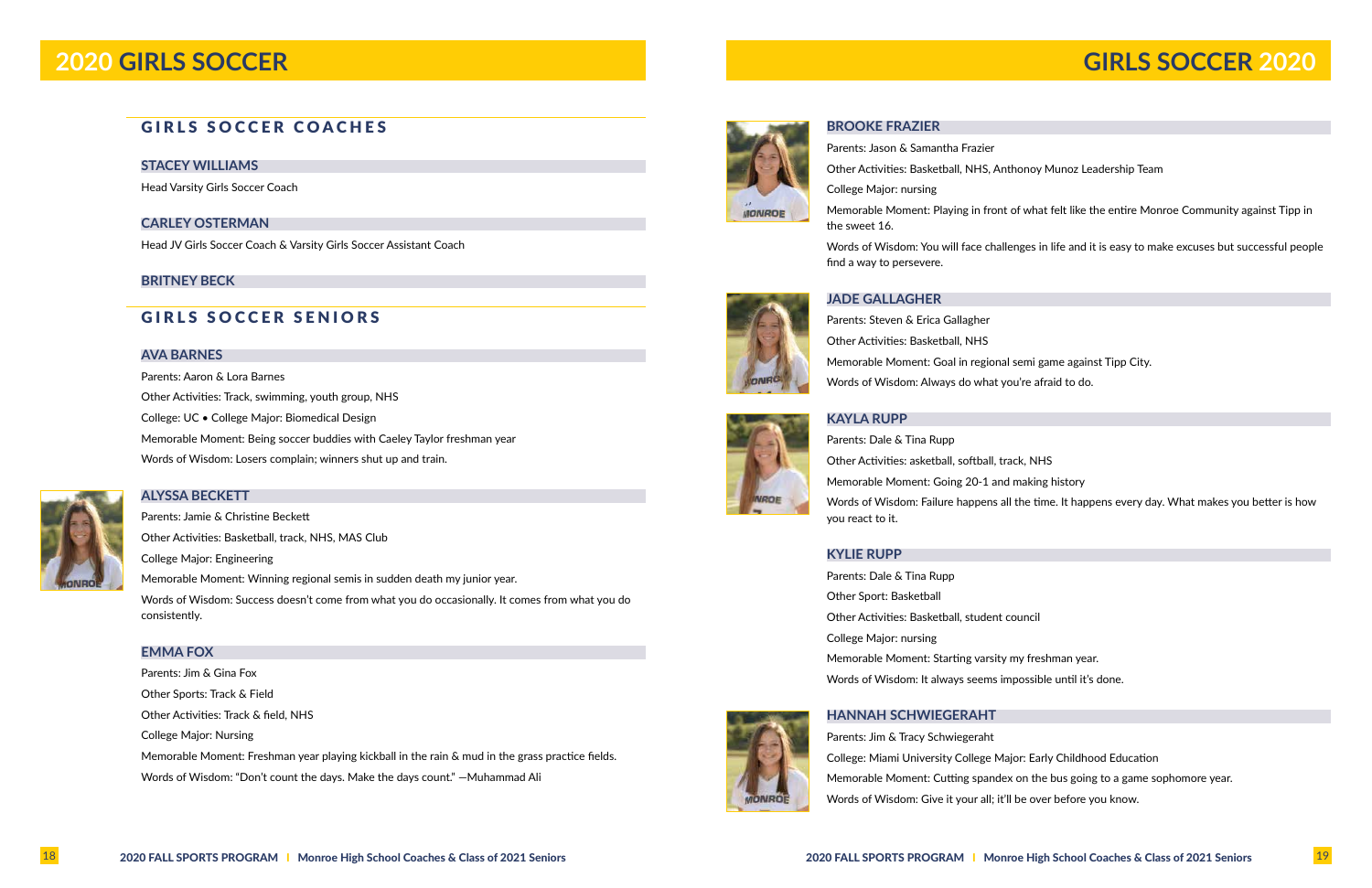# 2020 GIRLS SOCCER

## GIRLS SOCCER COACHES

### STACEY WILLIAMS

Head Varsity Girls Soccer Coach

### CARLEY OSTERMAN

Head JV Girls Soccer Coach & Varsity Girls Soccer Assistant Coach

### BRITNEY BECK

## GIRLS SOCCER SENIORS

### AVA BARNES

Parents: Aaron & Lora Barnes

Other Activities: Track, swimming, youth group, NHS

College: UC • College Major: Biomedical Design

Memorable Moment: Being soccer buddies with Caeley Taylor freshman year

Words of Wisdom: Losers complain; winners shut up and train.

### ALYSSA BECKETT

Parents: Jamie & Christine Beckett

Other Activities: Basketball, track, NHS, MAS Club

College Major: Engineering

Memorable Moment: Winning regional semis in sudden death my junior year.

Words of Wisdom: Success doesn't come from what you do occasionally. It comes from what you do consistently.

### EMMA FOX

Parents: Jim & Gina Fox

Other Sports: Track & Field

Other Activities: Track & field, NHS

College Major: Nursing

Memorable Moment: Freshman year playing kickball in the rain & mud in the grass practice fields.

Words of Wisdom: "Don't count the days. Make the days count." —Muhammad Ali

# GIRLS SOCCER 2020

### BROOKE FRAZIER

Parents: Jason & Samantha Frazier

Other Activities: Basketball, NHS, Anthonoy Munoz Leadership Team

College Major: nursing

Memorable Moment: Playing in front of what felt like the entire Monroe Community against Tipp in the sweet 16.

Words of Wisdom: You will face challenges in life and it is easy to make excuses but successful people find a way to persevere.

### JADE GALLAGHER

Parents: Steven & Erica Gallagher

Other Activities: Basketball, NHS

Memorable Moment: Goal in regional semi game against Tipp City.

Words of Wisdom: Always do what you're afraid to do.

### KAYLA RUPP

Parents: Dale & Tina Rupp

Other Activities: asketball, softball, track, NHS

Memorable Moment: Going 20-1 and making history

Words of Wisdom: Failure happens all the time. It happens every day. What makes you better is how you react to it.

### KYLIE RUPP

Parents: Dale & Tina Rupp

Other Sport: Basketball

Other Activities: Basketball, student council

College Major: nursing

Memorable Moment: Starting varsity my freshman year.

Words of Wisdom: It always seems impossible until it's done.

### HANNAH SCHWIEGERAHT

Parents: Jim & Tracy Schwiegeraht

College: Miami University College Major: Early Childhood Education

Memorable Moment: Cutting spandex on the bus going to a game sophomore year.

Words of Wisdom: Give it your all; it'll be over before you know.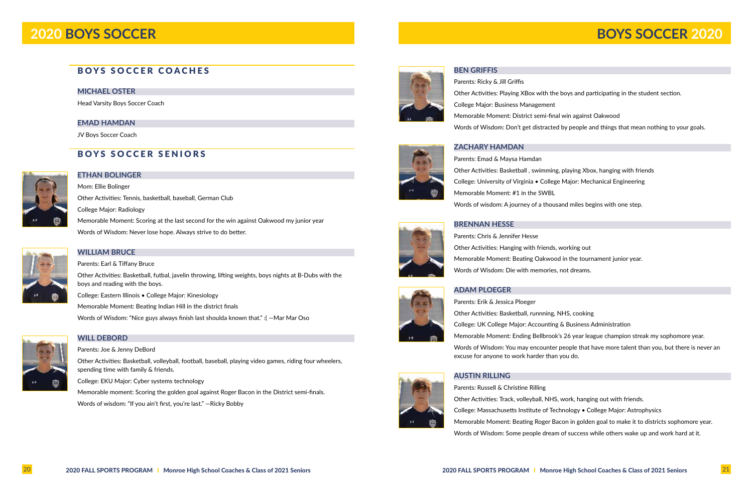# 2020 BOYS SOCCER

## BOYS SOCCER COACHES

### MICHAEL OSTER

Head Varsity Boys Soccer Coach

### EMAD HAMDAN

JV Boys Soccer Coach

## BOYS SOCCER SENIORS

### ETHAN BOLINGER

Mom: Ellie Bolinger

Other Activities: Tennis, basketball, baseball, German Club

College Major: Radiology

Memorable Moment: Scoring at the last second for the win against Oakwood my junior year

Words of Wisdom: Never lose hope. Always strive to do better.

### WILLIAM BRUCE

Parents: Earl & Tiffany Bruce

Other Activities: Basketball, futbal, javelin throwing, lifting weights, boys nights at B-Dubs with the boys and reading with the boys.

College: Eastern Illinois • College Major: Kinesiology

Memorable Moment: Beating Indian Hill in the district finals

Words of Wisdom: "Nice guys always finish last shoulda known that." :( —Mar Mar Oso

### WILL DEBORD

Parents: Joe & Jenny DeBord

Other Activities: Basketball, volleyball, football, baseball, playing video games, riding four wheelers, spending time with family & friends.

College: EKU Major: Cyber systems technology

Memorable moment: Scoring the golden goal against Roger Bacon in the District semi-finals.

Words of wisdom: "If you ain't first, you're last." —Ricky Bobby

# BOYS SOCCER 2020

### BEN GRIFFIS

Parents: Ricky & Jill Griffis

Other Activities: Playing XBox with the boys and participating in the student section.

College Major: Business Management

Memorable Moment: District semi-final win against Oakwood

Words of Wisdom: Don't get distracted by people and things that mean nothing to your goals.

### ZACHARY HAMDAN

Parents: Emad & Maysa Hamdan

Other Activities: Basketball , swimming, playing Xbox, hanging with friends

College: University of Virginia • College Major: Mechanical Engineering

Memorable Moment: #1 in the SWBL

Words of wisdom: A journey of a thousand miles begins with one step.

### BRENNAN HESSE

Parents: Chris & Jennifer Hesse

Other Activities: Hanging with friends, working out

Memorable Moment: Beating Oakwood in the tournament junior year.

Words of Wisdom: Die with memories, not dreams.

### ADAM PLOEGER

Parents: Erik & Jessica Ploeger

Other Activities: Basketball, runnning, NHS, cooking

College: UK College Major: Accounting & Business Administration

Memorable Moment: Ending Bellbrook's 26 year league champion streak my sophomore year.

Words of Wisdom: You may encounter people that have more talent than you, but there is never an excuse for anyone to work harder than you do.

### AUSTIN RILLING

Parents: Russell & Christine Rilling

Other Activities: Track, volleyball, NHS, work, hanging out with friends.

College: Massachusetts Institute of Technology • College Major: Astrophysics

Memorable Moment: Beating Roger Bacon in golden goal to make it to districts sophomore year.

Words of Wisdom: Some people dream of success while others wake up and work hard at it.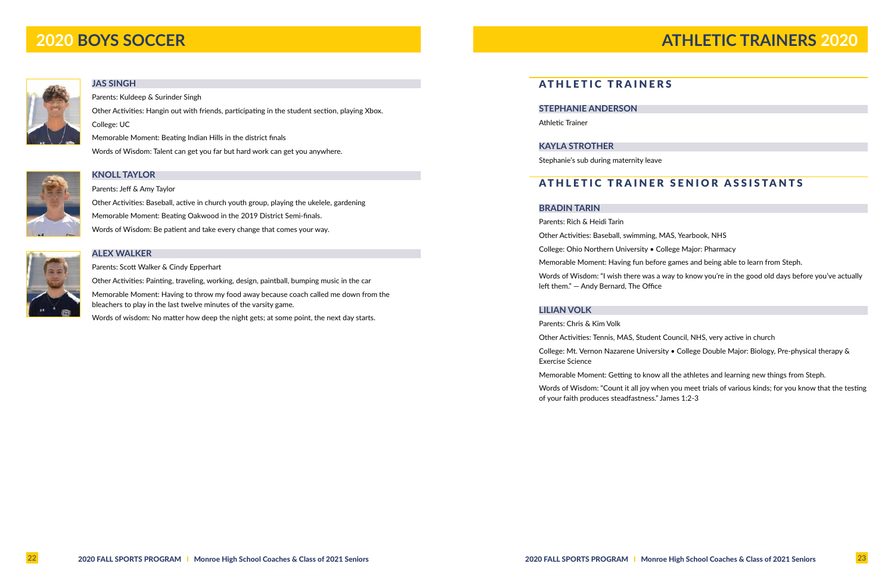# 2020 BOYS SOCCER

### JAS SINGH

Parents: Kuldeep & Surinder Singh

Other Activities: Hangin out with friends, participating in the student section, playing Xbox.

College: UC

Memorable Moment: Beating Indian Hills in the district finals

Words of Wisdom: Talent can get you far but hard work can get you anywhere.

### KNOLL TAYLOR

Parents: Jeff & Amy Taylor

Other Activities: Baseball, active in church youth group, playing the ukelele, gardening

Memorable Moment: Beating Oakwood in the 2019 District Semi-finals.

Words of Wisdom: Be patient and take every change that comes your way.

### ALEX WALKER

Parents: Scott Walker & Cindy Epperhart

Other Activities: Painting, traveling, working, design, paintball, bumping music in the car

Memorable Moment: Having to throw my food away because coach called me down from the bleachers to play in the last twelve minutes of the varsity game.

Words of wisdom: No matter how deep the night gets; at some point, the next day starts.

# ATHLETIC TRAINERS 2020

## ATHLETIC TRAINERS

### STEPHANIE ANDERSON

Athletic Trainer

### KAYLA STROTHER

Stephanie's sub during maternity leave

## ATHLETIC TRAINER SENIOR ASSISTANTS

### BRADIN TARIN

Parents: Rich & Heidi Tarin

Other Activities: Baseball, swimming, MAS, Yearbook, NHS

College: Ohio Northern University • College Major: Pharmacy

Memorable Moment: Having fun before games and being able to learn from Steph.

Words of Wisdom: "I wish there was a way to know you're in the good old days before you've actually left them." — Andy Bernard, The Office

### LILIAN VOLK

Parents: Chris & Kim Volk

Other Activities: Tennis, MAS, Student Council, NHS, very active in church

College: Mt. Vernon Nazarene University • College Double Major: Biology, Pre-physical therapy & Exercise Science

Memorable Moment: Getting to know all the athletes and learning new things from Steph.

Words of Wisdom: "Count it all joy when you meet trials of various kinds; for you know that the testing of your faith produces steadfastness." James 1:2-3